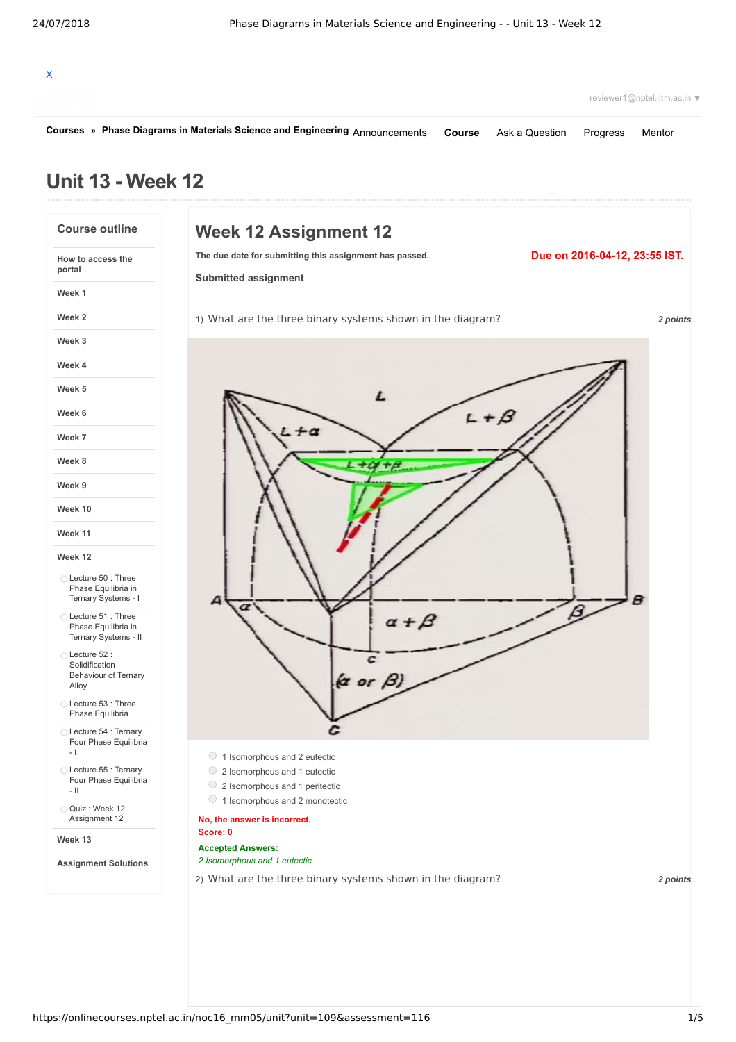X

reviewer1@nptel.iitm.ac.in ▼

**Courses** » **Phase Diagrams in Materials Science and Engineering** Announcements **Course** Ask a Question Progress Mentor

# Unit 13 - Week 12

## Course outline

**How to access the portal**

**Week 1**

**Week 2**

**Week 3**

**Week 4**

**Week 5**

**Week 6**

**Week 7**

**Week 8**

**Week 9**

**Week 10**

**Week 11**

**Week 12**

- Lecture 50 : Three Phase Equilibria in Ternary Systems - I
- Lecture 51 : Three Phase Equilibria in Ternary Systems - II
- Lecture 52 : Solidification Behaviour of Ternary Alloy
- Lecture 53 : Three Phase Equilibria
- Lecture 54 : Ternary Four Phase Equilibria - I
- Lecture 55 : Ternary Four Phase Equilibria - II
- Quiz : Week 12 Assignment 12

**Week 13**

**Assignment Solutions**

## Week 12 Assignment 12

**The due date for submitting this assignment has passed.**

**Due on 2016-04-12, 23:55 IST.**

**Submitted assignment**

1) What are the three binary systems shown in the diagram? *2 points*

- 1 Isomorphous and 2 eutectic
- 2 Isomorphous and 1 eutectic
- 2 Isomorphous and 1 peritectic
- 1 Isomorphous and 2 monotectic

**No, the answer is incorrect.**
**Score: 0**

**Accepted Answers:**
*2 Isomorphous and 1 eutectic*

2) What are the three binary systems shown in the diagram? *2 points*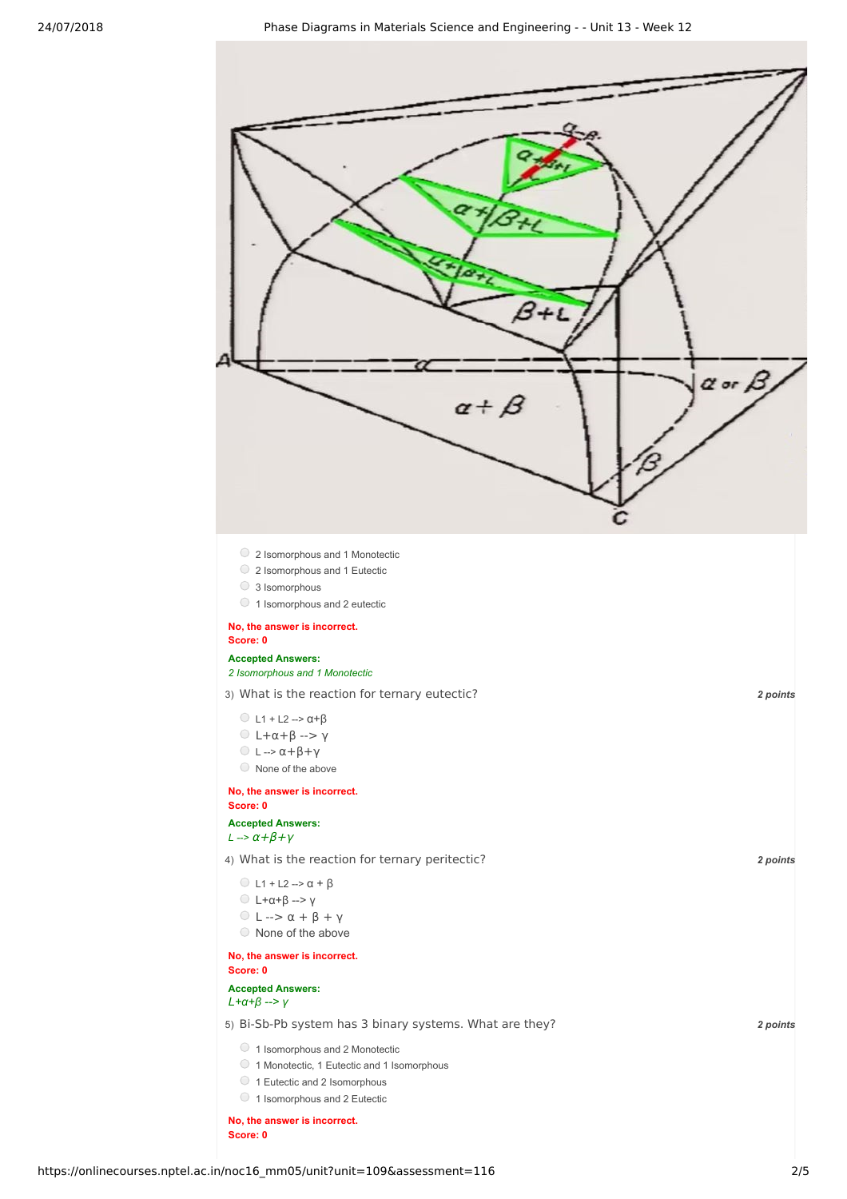- 2 Isomorphous and 1 Monotectic
- 2 Isomorphous and 1 Eutectic
- 3 Isomorphous
- 1 Isomorphous and 2 eutectic

**No, the answer is incorrect.**
**Score: 0**

**Accepted Answers:**
*2 Isomorphous and 1 Monotectic*

3) What is the reaction for ternary eutectic? **2 points**

- L1 + L2 --> α+β
- L+α+β --> γ
- L --> α+β+γ
- None of the above

**No, the answer is incorrect.**
**Score: 0**

**Accepted Answers:**
*L --> α+β+γ*

4) What is the reaction for ternary peritectic? **2 points**

- L1 + L2 --> α + β
- L+α+β --> γ
- L --> α + β + γ
- None of the above

**No, the answer is incorrect.**
**Score: 0**

**Accepted Answers:**
*L+α+β --> γ*

5) Bi-Sb-Pb system has 3 binary systems. What are they? **2 points**

- 1 Isomorphous and 2 Monotectic
- 1 Monotectic, 1 Eutectic and 1 Isomorphous
- 1 Eutectic and 2 Isomorphous
- 1 Isomorphous and 2 Eutectic

**No, the answer is incorrect.**
**Score: 0**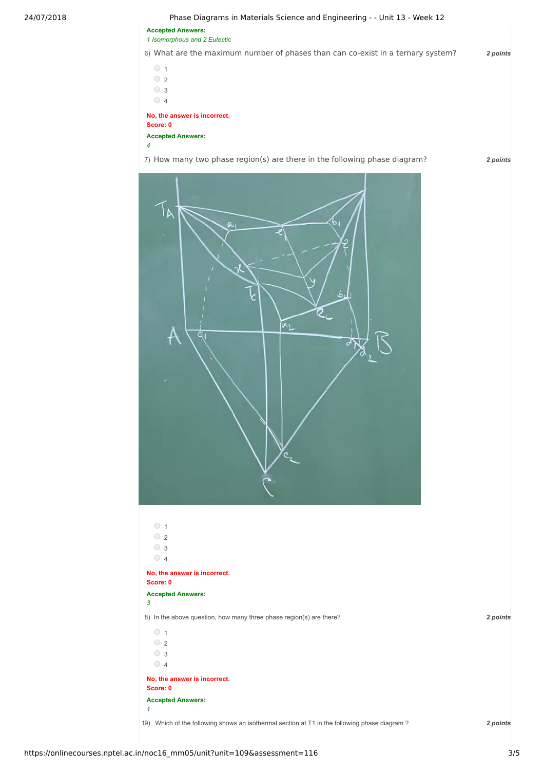**Accepted Answers:**
*1 Isomorphous and 2 Eutectic*

6) What are the maximum number of phases than can co-exist in a ternary system? **2 points**

- 1
- 2
- 3
- 4

**No, the answer is incorrect.**
**Score: 0**

**Accepted Answers:**
*4*

7) How many two phase region(s) are there in the following phase diagram? **2 points**

- 1
- 2
- 3
- 4

**No, the answer is incorrect.**
**Score: 0**

**Accepted Answers:**
*3*

8) In the above question, how many three phase region(s) are there? **2 points**

- 1
- 2
- 3
- 4

**No, the answer is incorrect.**
**Score: 0**

**Accepted Answers:**
*1*

19) Which of the following shows an isothermal section at T1 in the following phase diagram ? **2 points**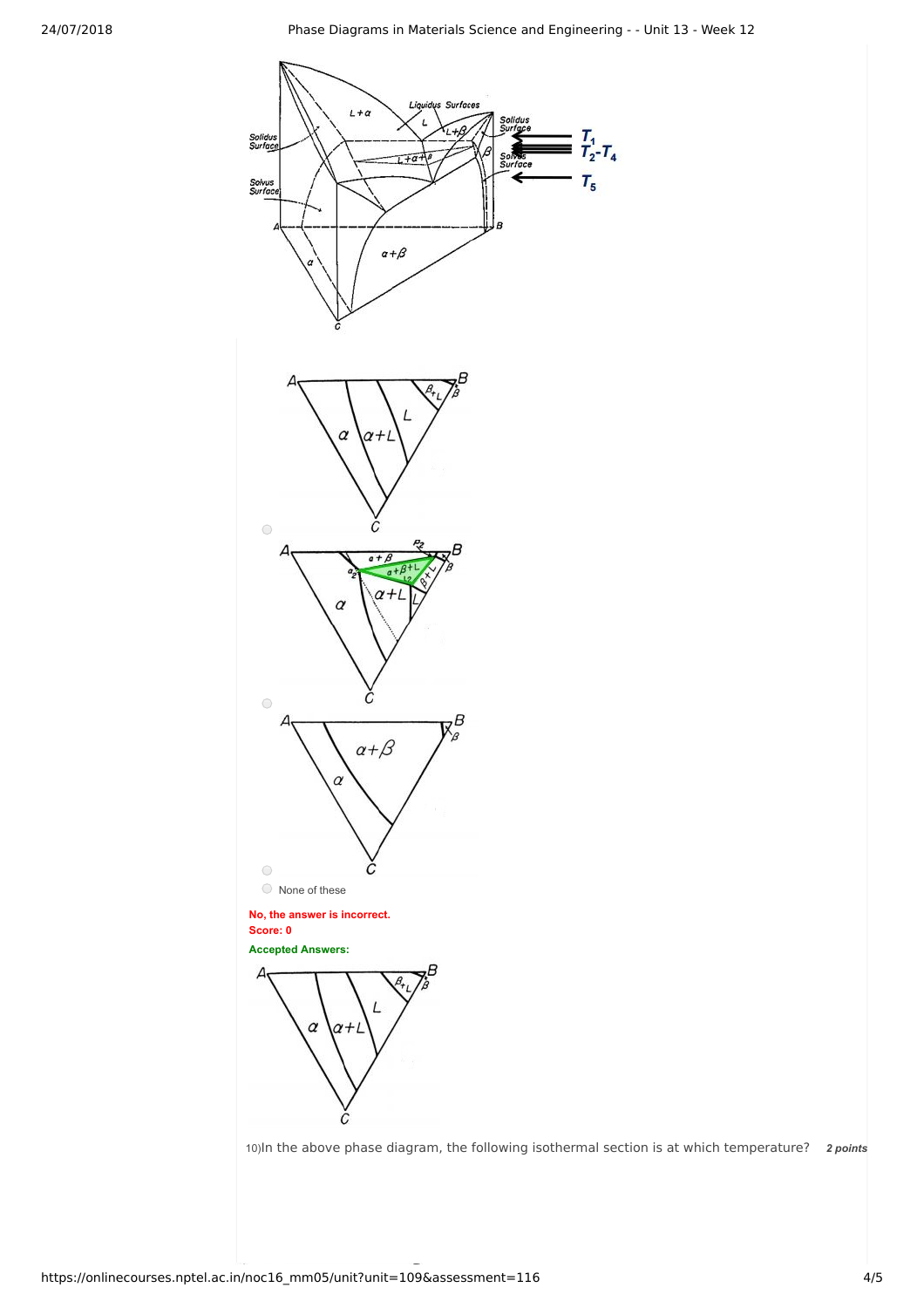None of these

**No, the answer is incorrect.**
**Score: 0**

**Accepted Answers:**

10) In the above phase diagram, the following isothermal section is at which temperature? ***2 points***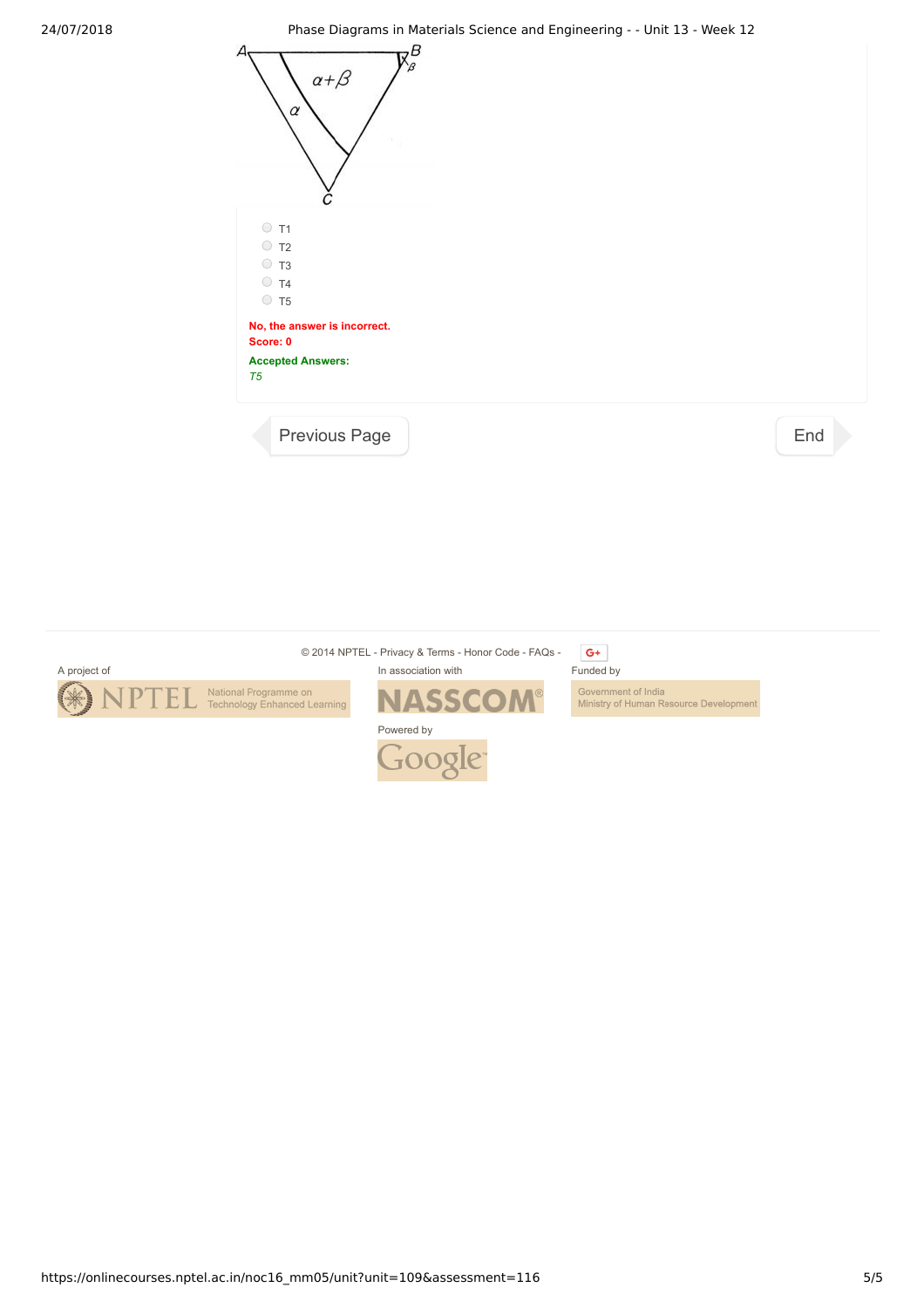A B C

$\alpha+\beta$

$\alpha$

$\beta$

- T1
- T2
- T3
- T4
- T5

**No, the answer is incorrect.**
**Score: 0**

**Accepted Answers:**
*T5*

Previous Page

End

© 2014 NPTEL - Privacy & Terms - Honor Code - FAQs -

A project of

NPTEL National Programme on Technology Enhanced Learning

In association with

NASSCOM®

Funded by

Government of India
Ministry of Human Resource Development

Powered by

Google™